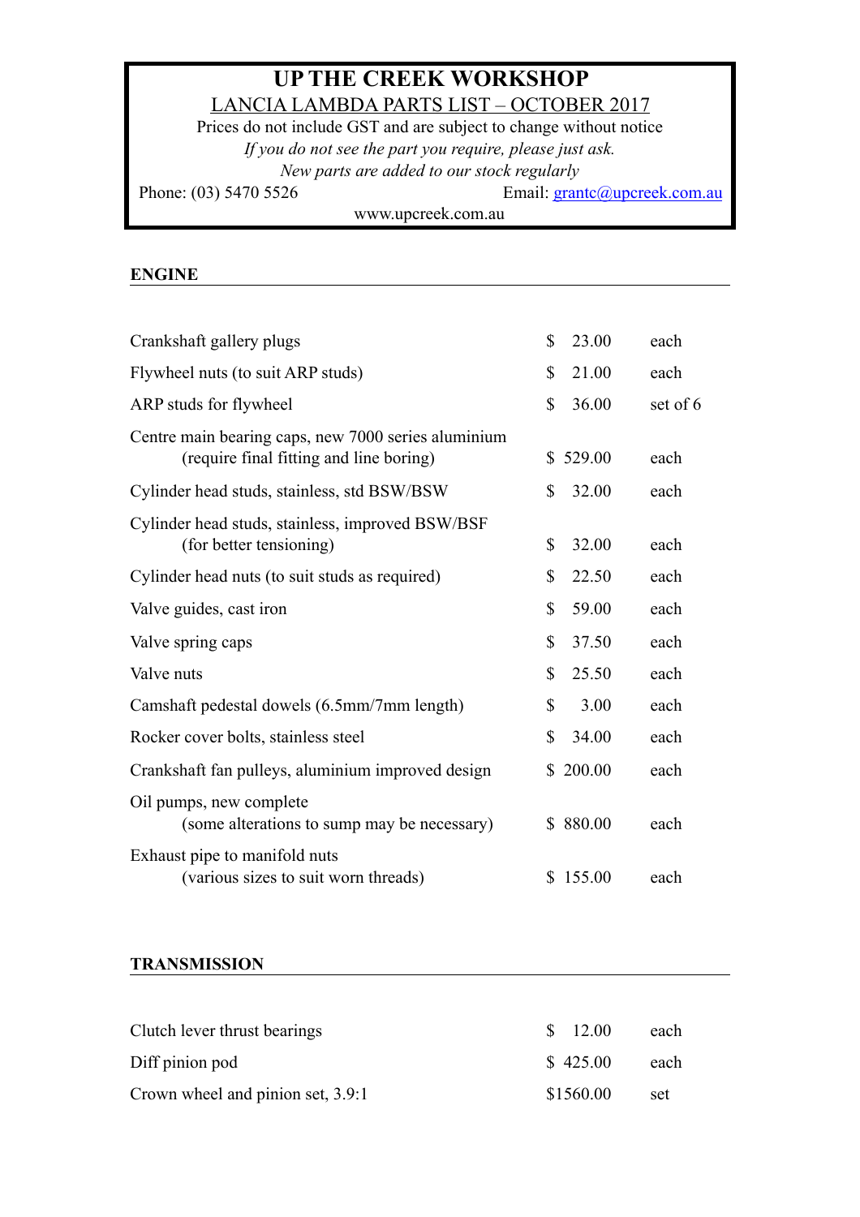# UP THE CREEK WORKSHOP

## LANCIA LAMBDA PARTS LIST – OCTOBER 2017

Prices do not include GST and are subject to change without notice

*If you do not see the part you require, please just ask.*

*New parts are added to our stock regularly*

Phone: (03) 5470 5526 Email: grantc@upcreek.com.au

www.upcreek.com.au

### ENGINE

| Part | Price | Unit |
|---|---|---|
| Crankshaft gallery plugs | $ 23.00 | each |
| Flywheel nuts (to suit ARP studs) | $ 21.00 | each |
| ARP studs for flywheel | $ 36.00 | set of 6 |
| Centre main bearing caps, new 7000 series aluminium (require final fitting and line boring) | $ 529.00 | each |
| Cylinder head studs, stainless, std BSW/BSW | $ 32.00 | each |
| Cylinder head studs, stainless, improved BSW/BSF (for better tensioning) | $ 32.00 | each |
| Cylinder head nuts (to suit studs as required) | $ 22.50 | each |
| Valve guides, cast iron | $ 59.00 | each |
| Valve spring caps | $ 37.50 | each |
| Valve nuts | $ 25.50 | each |
| Camshaft pedestal dowels (6.5mm/7mm length) | $ 3.00 | each |
| Rocker cover bolts, stainless steel | $ 34.00 | each |
| Crankshaft fan pulleys, aluminium improved design | $ 200.00 | each |
| Oil pumps, new complete (some alterations to sump may be necessary) | $ 880.00 | each |
| Exhaust pipe to manifold nuts (various sizes to suit worn threads) | $ 155.00 | each |

### TRANSMISSION

| Part | Price | Unit |
|---|---|---|
| Clutch lever thrust bearings | $ 12.00 | each |
| Diff pinion pod | $ 425.00 | each |
| Crown wheel and pinion set, 3.9:1 | $1560.00 | set |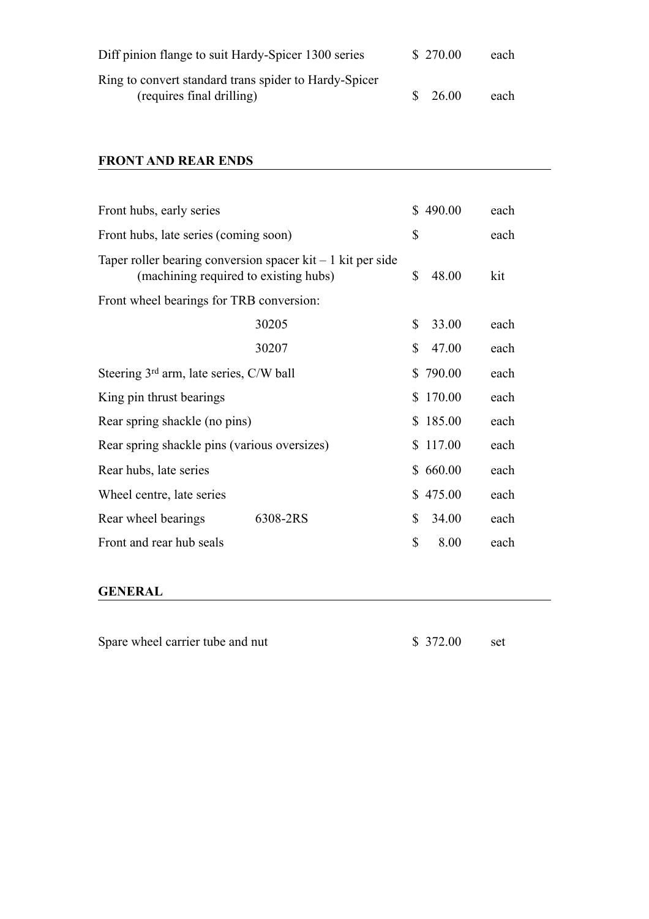| | | |
|---|---|---|
| Diff pinion flange to suit Hardy-Spicer 1300 series | $ 270.00 | each |
| Ring to convert standard trans spider to Hardy-Spicer (requires final drilling) | $ 26.00 | each |

## FRONT AND REAR ENDS

| | | | |
|---|---|---|---|
| Front hubs, early series | | $ 490.00 | each |
| Front hubs, late series (coming soon) | | $ | each |
| Taper roller bearing conversion spacer kit – 1 kit per side (machining required to existing hubs) | | $ 48.00 | kit |
| Front wheel bearings for TRB conversion: | | | |
| | 30205 | $ 33.00 | each |
| | 30207 | $ 47.00 | each |
| Steering 3rd arm, late series, C/W ball | | $ 790.00 | each |
| King pin thrust bearings | | $ 170.00 | each |
| Rear spring shackle (no pins) | | $ 185.00 | each |
| Rear spring shackle pins (various oversizes) | | $ 117.00 | each |
| Rear hubs, late series | | $ 660.00 | each |
| Wheel centre, late series | | $ 475.00 | each |
| Rear wheel bearings | 6308-2RS | $ 34.00 | each |
| Front and rear hub seals | | $ 8.00 | each |

## GENERAL

| | | |
|---|---|---|
| Spare wheel carrier tube and nut | $ 372.00 | set |